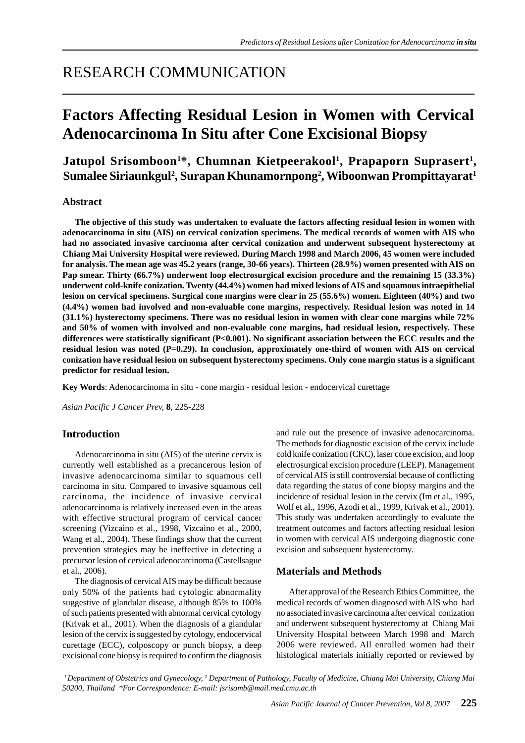# RESEARCH COMMUNICATION

## Factors Affecting Residual Lesion in Women with Cervical Adenocarcinoma In Situ after Cone Excisional Biopsy

**Jatupol Srisomboon[1]*, Chumnan Kietpeerakool[1], Prapaporn Suprasert[1], Sumalee Siriaunkgul[2], Surapan Khunamornpong[2], Wiboonwan Prompittayarat[1]**

### Abstract

**The objective of this study was undertaken to evaluate the factors affecting residual lesion in women with adenocarcinoma in situ (AIS) on cervical conization specimens. The medical records of women with AIS who had no associated invasive carcinoma after cervical conization and underwent subsequent hysterectomy at Chiang Mai University Hospital were reviewed. During March 1998 and March 2006, 45 women were included for analysis. The mean age was 45.2 years (range, 30-66 years). Thirteen (28.9%) women presented with AIS on Pap smear. Thirty (66.7%) underwent loop electrosurgical excision procedure and the remaining 15 (33.3%) underwent cold-knife conization. Twenty (44.4%) women had mixed lesions of AIS and squamous intraepithelial lesion on cervical specimens. Surgical cone margins were clear in 25 (55.6%) women. Eighteen (40%) and two (4.4%) women had involved and non-evaluable cone margins, respectively. Residual lesion was noted in 14 (31.1%) hysterectomy specimens. There was no residual lesion in women with clear cone margins while 72% and 50% of women with involved and non-evaluable cone margins, had residual lesion, respectively. These differences were statistically significant (P<0.001). No significant association between the ECC results and the residual lesion was noted (P=0.29). In conclusion, approximately one-third of women with AIS on cervical conization have residual lesion on subsequent hysterectomy specimens. Only cone margin status is a significant predictor for residual lesion.**

**Key Words**: Adenocarcinoma in situ - cone margin - residual lesion - endocervical curettage

*Asian Pacific J Cancer Prev,* **8**, 225-228

### Introduction

Adenocarcinoma in situ (AIS) of the uterine cervix is currently well established as a precancerous lesion of invasive adenocarcinoma similar to squamous cell carcinoma in situ. Compared to invasive squamous cell carcinoma, the incidence of invasive cervical adenocarcinoma is relatively increased even in the areas with effective structural program of cervical cancer screening (Vizcaino et al., 1998, Vizcaino et al., 2000, Wang et al., 2004). These findings show that the current prevention strategies may be ineffective in detecting a precursor lesion of cervical adenocarcinoma (Castellsague et al., 2006).

The diagnosis of cervical AIS may be difficult because only 50% of the patients had cytologic abnormality suggestive of glandular disease, although 85% to 100% of such patients presented with abnormal cervical cytology (Krivak et al., 2001). When the diagnosis of a glandular lesion of the cervix is suggested by cytology, endocervical curettage (ECC), colposcopy or punch biopsy, a deep excisional cone biopsy is required to confirm the diagnosis and rule out the presence of invasive adenocarcinoma. The methods for diagnostic excision of the cervix include cold knife conization (CKC), laser cone excision, and loop electrosurgical excision procedure (LEEP). Management of cervical AIS is still controversial because of conflicting data regarding the status of cone biopsy margins and the incidence of residual lesion in the cervix (Im et al., 1995, Wolf et al., 1996, Azodi et al., 1999, Krivak et al., 2001). This study was undertaken accordingly to evaluate the treatment outcomes and factors affecting residual lesion in women with cervical AIS undergoing diagnostic cone excision and subsequent hysterectomy.

### Materials and Methods

After approval of the Research Ethics Committee, the medical records of women diagnosed with AIS who had no associated invasive carcinoma after cervical conization and underwent subsequent hysterectomy at Chiang Mai University Hospital between March 1998 and March 2006 were reviewed. All enrolled women had their histological materials initially reported or reviewed by

*[1] Department of Obstetrics and Gynecology, [2] Department of Pathology, Faculty of Medicine, Chiang Mai University, Chiang Mai 50200, Thailand \*For Correspondence: E-mail: jsrisomb@mail.med.cmu.ac.th*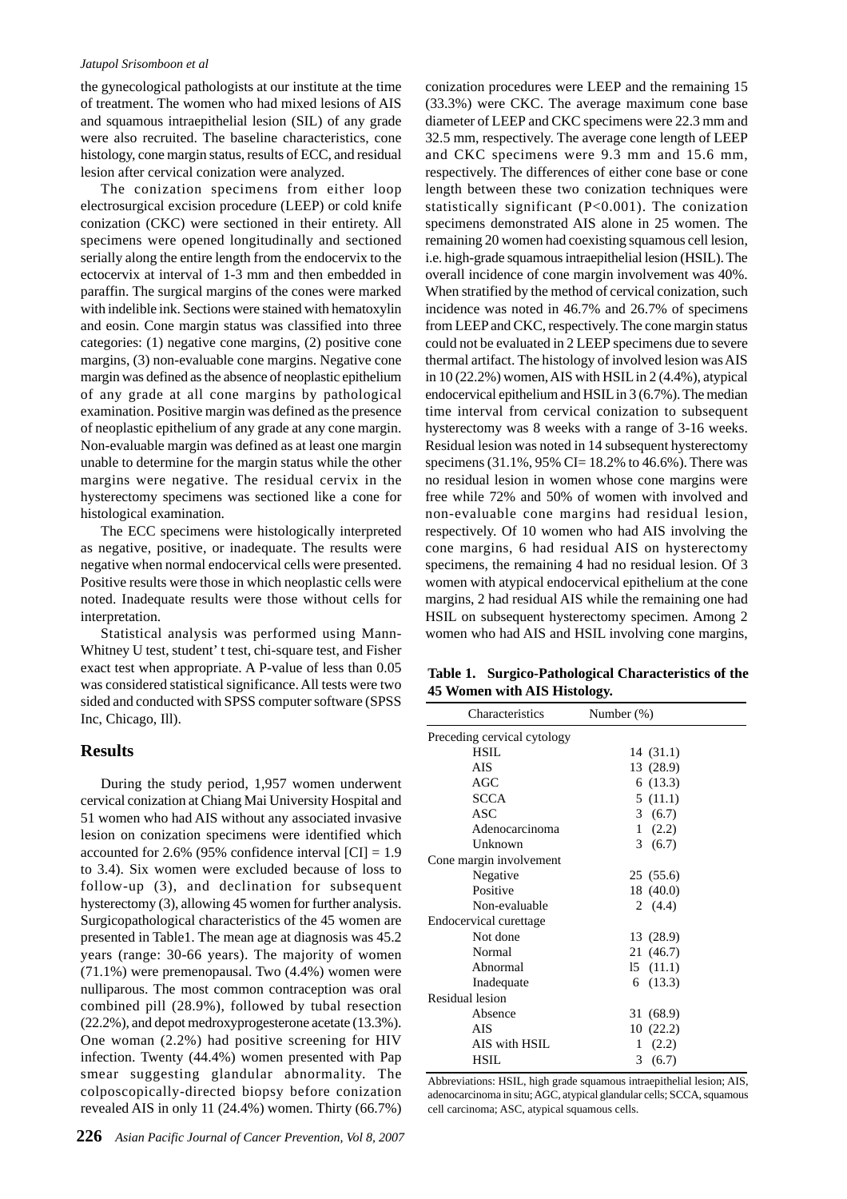the gynecological pathologists at our institute at the time of treatment. The women who had mixed lesions of AIS and squamous intraepithelial lesion (SIL) of any grade were also recruited. The baseline characteristics, cone histology, cone margin status, results of ECC, and residual lesion after cervical conization were analyzed.

The conization specimens from either loop electrosurgical excision procedure (LEEP) or cold knife conization (CKC) were sectioned in their entirety. All specimens were opened longitudinally and sectioned serially along the entire length from the endocervix to the ectocervix at interval of 1-3 mm and then embedded in paraffin. The surgical margins of the cones were marked with indelible ink. Sections were stained with hematoxylin and eosin. Cone margin status was classified into three categories: (1) negative cone margins, (2) positive cone margins, (3) non-evaluable cone margins. Negative cone margin was defined as the absence of neoplastic epithelium of any grade at all cone margins by pathological examination. Positive margin was defined as the presence of neoplastic epithelium of any grade at any cone margin. Non-evaluable margin was defined as at least one margin unable to determine for the margin status while the other margins were negative. The residual cervix in the hysterectomy specimens was sectioned like a cone for histological examination.

The ECC specimens were histologically interpreted as negative, positive, or inadequate. The results were negative when normal endocervical cells were presented. Positive results were those in which neoplastic cells were noted. Inadequate results were those without cells for interpretation.

Statistical analysis was performed using Mann-Whitney U test, student' t test, chi-square test, and Fisher exact test when appropriate. A P-value of less than 0.05 was considered statistical significance. All tests were two sided and conducted with SPSS computer software (SPSS Inc, Chicago, Ill).

## Results

During the study period, 1,957 women underwent cervical conization at Chiang Mai University Hospital and 51 women who had AIS without any associated invasive lesion on conization specimens were identified which accounted for 2.6% (95% confidence interval [CI] = 1.9 to 3.4). Six women were excluded because of loss to follow-up (3), and declination for subsequent hysterectomy (3), allowing 45 women for further analysis. Surgicopathological characteristics of the 45 women are presented in Table1. The mean age at diagnosis was 45.2 years (range: 30-66 years). The majority of women (71.1%) were premenopausal. Two (4.4%) women were nulliparous. The most common contraception was oral combined pill (28.9%), followed by tubal resection (22.2%), and depot medroxyprogesterone acetate (13.3%). One woman (2.2%) had positive screening for HIV infection. Twenty (44.4%) women presented with Pap smear suggesting glandular abnormality. The colposcopically-directed biopsy before conization revealed AIS in only 11 (24.4%) women. Thirty (66.7%) conization procedures were LEEP and the remaining 15 (33.3%) were CKC. The average maximum cone base diameter of LEEP and CKC specimens were 22.3 mm and 32.5 mm, respectively. The average cone length of LEEP and CKC specimens were 9.3 mm and 15.6 mm, respectively. The differences of either cone base or cone length between these two conization techniques were statistically significant ($P<0.001$). The conization specimens demonstrated AIS alone in 25 women. The remaining 20 women had coexisting squamous cell lesion, i.e. high-grade squamous intraepithelial lesion (HSIL). The overall incidence of cone margin involvement was 40%. When stratified by the method of cervical conization, such incidence was noted in 46.7% and 26.7% of specimens from LEEP and CKC, respectively. The cone margin status could not be evaluated in 2 LEEP specimens due to severe thermal artifact. The histology of involved lesion was AIS in 10 (22.2%) women, AIS with HSIL in 2 (4.4%), atypical endocervical epithelium and HSIL in 3 (6.7%). The median time interval from cervical conization to subsequent hysterectomy was 8 weeks with a range of 3-16 weeks. Residual lesion was noted in 14 subsequent hysterectomy specimens (31.1%, 95% CI= 18.2% to 46.6%). There was no residual lesion in women whose cone margins were free while 72% and 50% of women with involved and non-evaluable cone margins had residual lesion, respectively. Of 10 women who had AIS involving the cone margins, 6 had residual AIS on hysterectomy specimens, the remaining 4 had no residual lesion. Of 3 women with atypical endocervical epithelium at the cone margins, 2 had residual AIS while the remaining one had HSIL on subsequent hysterectomy specimen. Among 2 women who had AIS and HSIL involving cone margins,

**Table 1. Surgico-Pathological Characteristics of the 45 Women with AIS Histology.**

| Characteristics | Number (%) |
|---|---|
| Preceding cervical cytology | |
| HSIL | 14 (31.1) |
| AIS | 13 (28.9) |
| AGC | 6 (13.3) |
| SCCA | 5 (11.1) |
| ASC | 3 (6.7) |
| Adenocarcinoma | 1 (2.2) |
| Unknown | 3 (6.7) |
| Cone margin involvement | |
| Negative | 25 (55.6) |
| Positive | 18 (40.0) |
| Non-evaluable | 2 (4.4) |
| Endocervical curettage | |
| Not done | 13 (28.9) |
| Normal | 21 (46.7) |
| Abnormal | l5 (11.1) |
| Inadequate | 6 (13.3) |
| Residual lesion | |
| Absence | 31 (68.9) |
| AIS | 10 (22.2) |
| AIS with HSIL | 1 (2.2) |
| HSIL | 3 (6.7) |

Abbreviations: HSIL, high grade squamous intraepithelial lesion; AIS, adenocarcinoma in situ; AGC, atypical glandular cells; SCCA, squamous cell carcinoma; ASC, atypical squamous cells.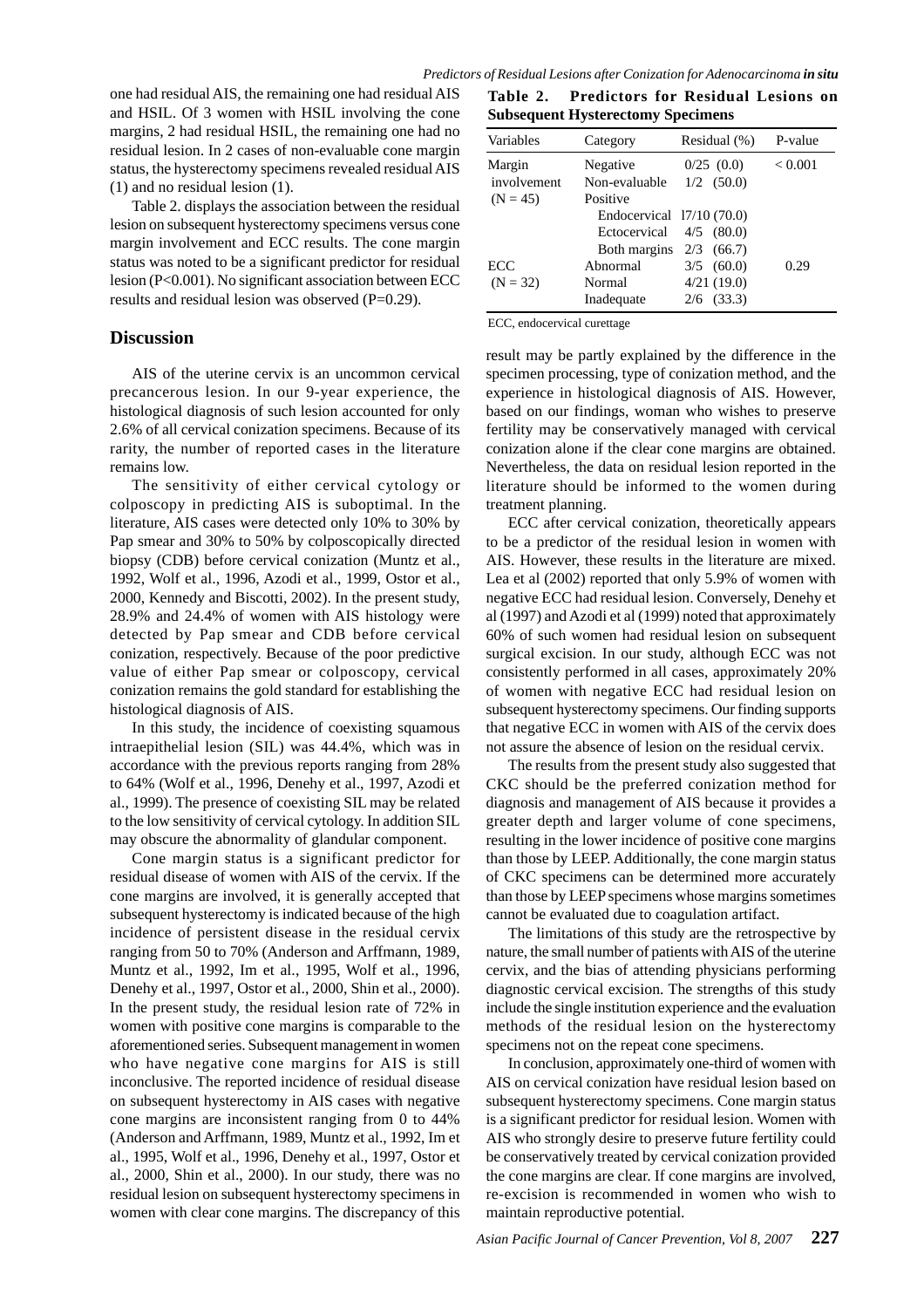one had residual AIS, the remaining one had residual AIS and HSIL. Of 3 women with HSIL involving the cone margins, 2 had residual HSIL, the remaining one had no residual lesion. In 2 cases of non-evaluable cone margin status, the hysterectomy specimens revealed residual AIS (1) and no residual lesion (1).

Table 2. displays the association between the residual lesion on subsequent hysterectomy specimens versus cone margin involvement and ECC results. The cone margin status was noted to be a significant predictor for residual lesion (P<0.001). No significant association between ECC results and residual lesion was observed (P=0.29).

**Table 2. Predictors for Residual Lesions on Subsequent Hysterectomy Specimens**

| Variables | Category | Residual (%) | P-value |
|---|---|---|---|
| Margin involvement (N = 45) | Negative | 0/25 (0.0) | < 0.001 |
| | Non-evaluable | 1/2 (50.0) | |
| | Positive | | |
| | Endocervical | 17/10 (70.0) | |
| | Ectocervical | 4/5 (80.0) | |
| | Both margins | 2/3 (66.7) | |
| ECC (N = 32) | Abnormal | 3/5 (60.0) | 0.29 |
| | Normal | 4/21 (19.0) | |
| | Inadequate | 2/6 (33.3) | |

ECC, endocervical curettage

## Discussion

AIS of the uterine cervix is an uncommon cervical precancerous lesion. In our 9-year experience, the histological diagnosis of such lesion accounted for only 2.6% of all cervical conization specimens. Because of its rarity, the number of reported cases in the literature remains low.

The sensitivity of either cervical cytology or colposcopy in predicting AIS is suboptimal. In the literature, AIS cases were detected only 10% to 30% by Pap smear and 30% to 50% by colposcopically directed biopsy (CDB) before cervical conization (Muntz et al., 1992, Wolf et al., 1996, Azodi et al., 1999, Ostor et al., 2000, Kennedy and Biscotti, 2002). In the present study, 28.9% and 24.4% of women with AIS histology were detected by Pap smear and CDB before cervical conization, respectively. Because of the poor predictive value of either Pap smear or colposcopy, cervical conization remains the gold standard for establishing the histological diagnosis of AIS.

In this study, the incidence of coexisting squamous intraepithelial lesion (SIL) was 44.4%, which was in accordance with the previous reports ranging from 28% to 64% (Wolf et al., 1996, Denehy et al., 1997, Azodi et al., 1999). The presence of coexisting SIL may be related to the low sensitivity of cervical cytology. In addition SIL may obscure the abnormality of glandular component.

Cone margin status is a significant predictor for residual disease of women with AIS of the cervix. If the cone margins are involved, it is generally accepted that subsequent hysterectomy is indicated because of the high incidence of persistent disease in the residual cervix ranging from 50 to 70% (Anderson and Arffmann, 1989, Muntz et al., 1992, Im et al., 1995, Wolf et al., 1996, Denehy et al., 1997, Ostor et al., 2000, Shin et al., 2000). In the present study, the residual lesion rate of 72% in women with positive cone margins is comparable to the aforementioned series. Subsequent management in women who have negative cone margins for AIS is still inconclusive. The reported incidence of residual disease on subsequent hysterectomy in AIS cases with negative cone margins are inconsistent ranging from 0 to 44% (Anderson and Arffmann, 1989, Muntz et al., 1992, Im et al., 1995, Wolf et al., 1996, Denehy et al., 1997, Ostor et al., 2000, Shin et al., 2000). In our study, there was no residual lesion on subsequent hysterectomy specimens in women with clear cone margins. The discrepancy of this result may be partly explained by the difference in the specimen processing, type of conization method, and the experience in histological diagnosis of AIS. However, based on our findings, woman who wishes to preserve fertility may be conservatively managed with cervical conization alone if the clear cone margins are obtained. Nevertheless, the data on residual lesion reported in the literature should be informed to the women during treatment planning.

ECC after cervical conization, theoretically appears to be a predictor of the residual lesion in women with AIS. However, these results in the literature are mixed. Lea et al (2002) reported that only 5.9% of women with negative ECC had residual lesion. Conversely, Denehy et al (1997) and Azodi et al (1999) noted that approximately 60% of such women had residual lesion on subsequent surgical excision. In our study, although ECC was not consistently performed in all cases, approximately 20% of women with negative ECC had residual lesion on subsequent hysterectomy specimens. Our finding supports that negative ECC in women with AIS of the cervix does not assure the absence of lesion on the residual cervix.

The results from the present study also suggested that CKC should be the preferred conization method for diagnosis and management of AIS because it provides a greater depth and larger volume of cone specimens, resulting in the lower incidence of positive cone margins than those by LEEP. Additionally, the cone margin status of CKC specimens can be determined more accurately than those by LEEP specimens whose margins sometimes cannot be evaluated due to coagulation artifact.

The limitations of this study are the retrospective by nature, the small number of patients with AIS of the uterine cervix, and the bias of attending physicians performing diagnostic cervical excision. The strengths of this study include the single institution experience and the evaluation methods of the residual lesion on the hysterectomy specimens not on the repeat cone specimens.

In conclusion, approximately one-third of women with AIS on cervical conization have residual lesion based on subsequent hysterectomy specimens. Cone margin status is a significant predictor for residual lesion. Women with AIS who strongly desire to preserve future fertility could be conservatively treated by cervical conization provided the cone margins are clear. If cone margins are involved, re-excision is recommended in women who wish to maintain reproductive potential.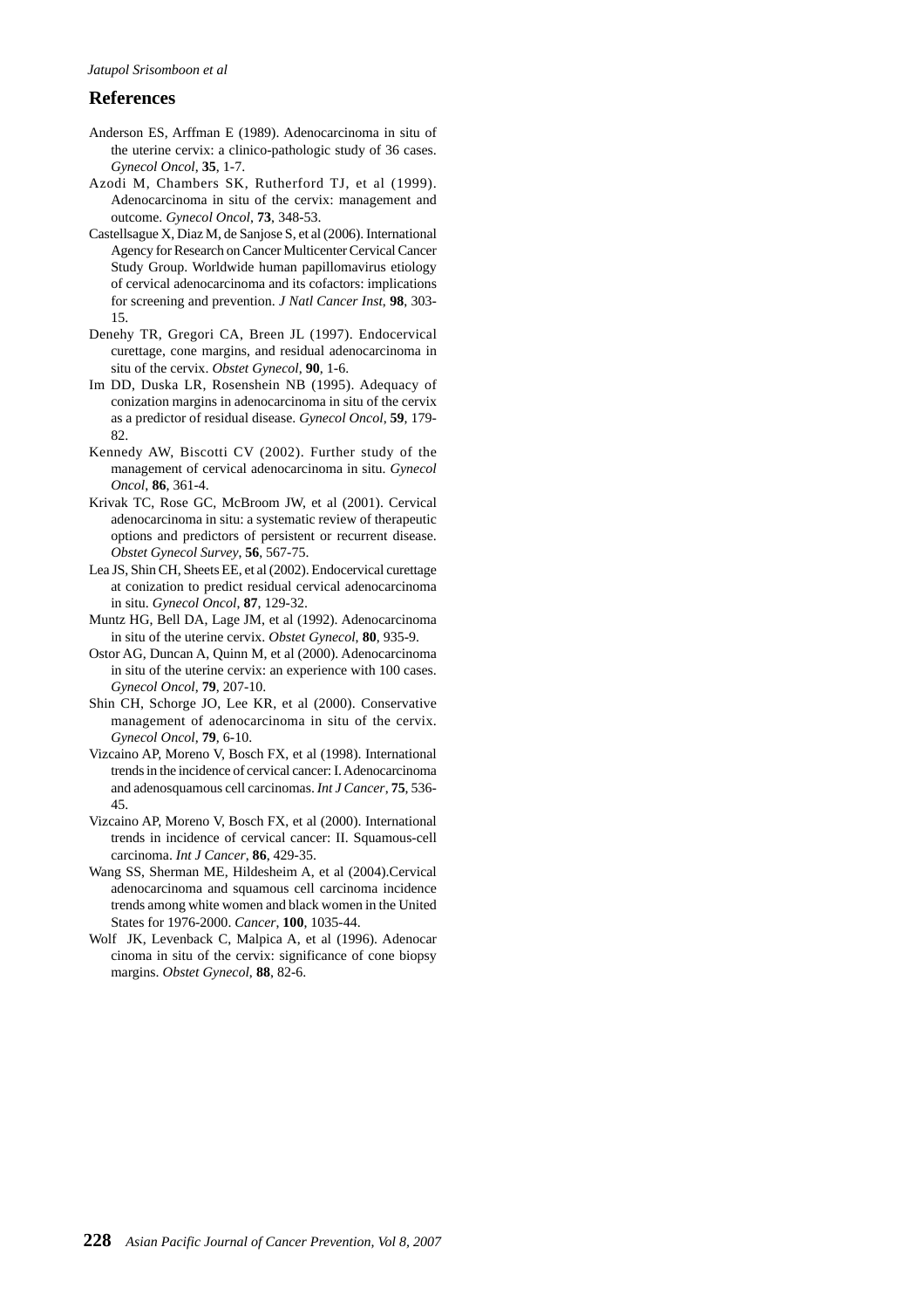## References

Anderson ES, Arffman E (1989). Adenocarcinoma in situ of the uterine cervix: a clinico-pathologic study of 36 cases. *Gynecol Oncol*, **35**, 1-7.

Azodi M, Chambers SK, Rutherford TJ, et al (1999). Adenocarcinoma in situ of the cervix: management and outcome. *Gynecol Oncol*, **73**, 348-53.

Castellsague X, Diaz M, de Sanjose S, et al (2006). International Agency for Research on Cancer Multicenter Cervical Cancer Study Group. Worldwide human papillomavirus etiology of cervical adenocarcinoma and its cofactors: implications for screening and prevention. *J Natl Cancer Inst*, **98**, 303-15.

Denehy TR, Gregori CA, Breen JL (1997). Endocervical curettage, cone margins, and residual adenocarcinoma in situ of the cervix. *Obstet Gynecol*, **90**, 1-6.

Im DD, Duska LR, Rosenshein NB (1995). Adequacy of conization margins in adenocarcinoma in situ of the cervix as a predictor of residual disease. *Gynecol Oncol*, **59**, 179-82.

Kennedy AW, Biscotti CV (2002). Further study of the management of cervical adenocarcinoma in situ. *Gynecol Oncol*, **86**, 361-4.

Krivak TC, Rose GC, McBroom JW, et al (2001). Cervical adenocarcinoma in situ: a systematic review of therapeutic options and predictors of persistent or recurrent disease. *Obstet Gynecol Survey*, **56**, 567-75.

Lea JS, Shin CH, Sheets EE, et al (2002). Endocervical curettage at conization to predict residual cervical adenocarcinoma in situ. *Gynecol Oncol*, **87**, 129-32.

Muntz HG, Bell DA, Lage JM, et al (1992). Adenocarcinoma in situ of the uterine cervix. *Obstet Gynecol*, **80**, 935-9.

Ostor AG, Duncan A, Quinn M, et al (2000). Adenocarcinoma in situ of the uterine cervix: an experience with 100 cases. *Gynecol Oncol*, **79**, 207-10.

Shin CH, Schorge JO, Lee KR, et al (2000). Conservative management of adenocarcinoma in situ of the cervix. *Gynecol Oncol*, **79**, 6-10.

Vizcaino AP, Moreno V, Bosch FX, et al (1998). International trends in the incidence of cervical cancer: I. Adenocarcinoma and adenosquamous cell carcinomas. *Int J Cancer*, **75**, 536-45.

Vizcaino AP, Moreno V, Bosch FX, et al (2000). International trends in incidence of cervical cancer: II. Squamous-cell carcinoma. *Int J Cancer*, **86**, 429-35.

Wang SS, Sherman ME, Hildesheim A, et al (2004).Cervical adenocarcinoma and squamous cell carcinoma incidence trends among white women and black women in the United States for 1976-2000. *Cancer*, **100**, 1035-44.

Wolf JK, Levenback C, Malpica A, et al (1996). Adenocar cinoma in situ of the cervix: significance of cone biopsy margins. *Obstet Gynecol*, **88**, 82-6.